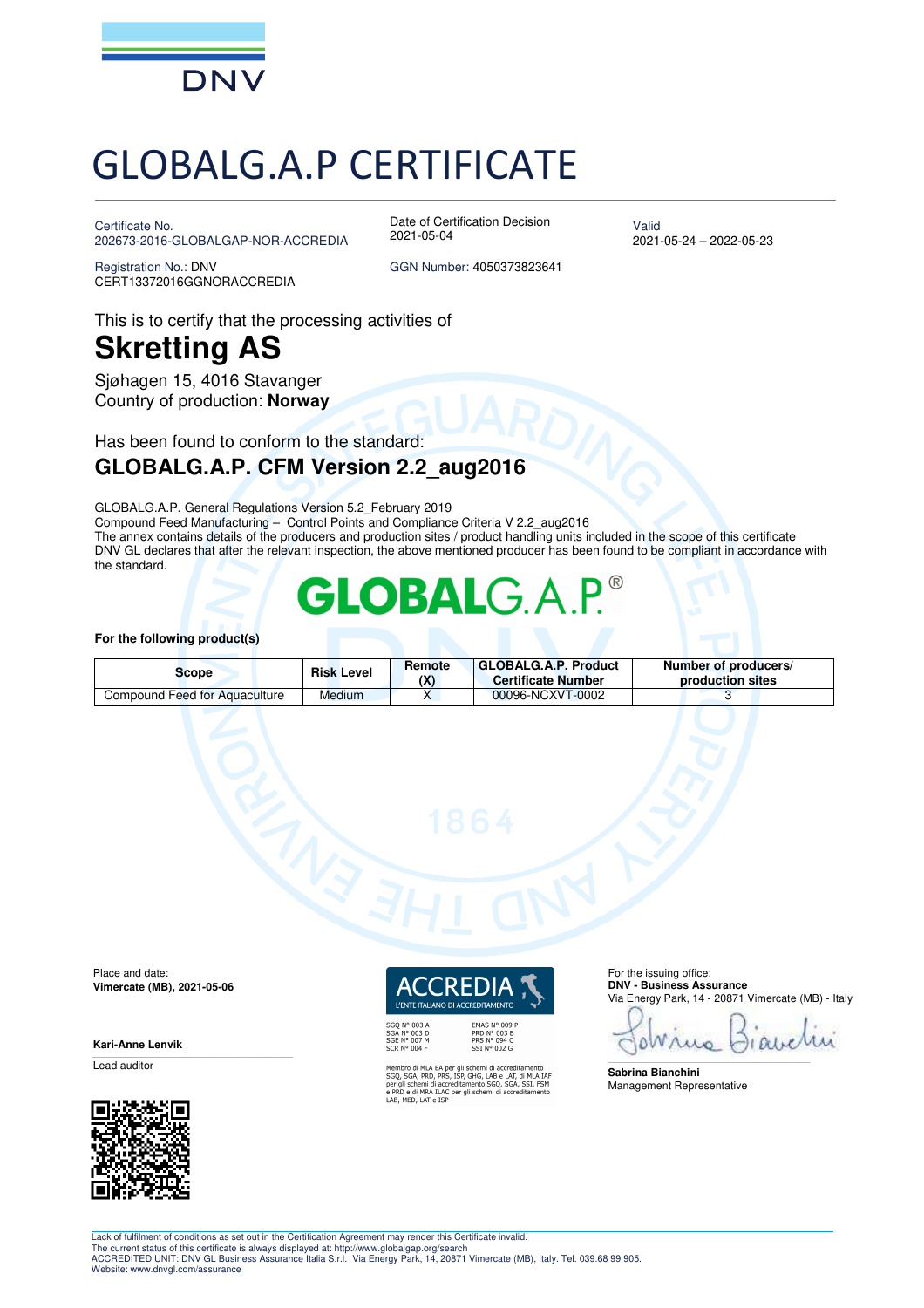DNV

# GLOBALG.A.P CERTIFICATE

Certificate No.
202673-2016-GLOBALGAP-NOR-ACCREDIA

Date of Certification Decision
2021-05-04

Valid
2021-05-24 – 2022-05-23

Registration No.: DNV
CERT13372016GGNORACCREDIA

GGN Number: 4050373823641

This is to certify that the processing activities of

## Skretting AS

Sjøhagen 15, 4016 Stavanger
Country of production: **Norway**

Has been found to conform to the standard:

### GLOBALG.A.P. CFM Version 2.2_aug2016

GLOBALG.A.P. General Regulations Version 5.2_February 2019
Compound Feed Manufacturing – Control Points and Compliance Criteria V 2.2_aug2016
The annex contains details of the producers and production sites / product handling units included in the scope of this certificate
DNV GL declares that after the relevant inspection, the above mentioned producer has been found to be compliant in accordance with the standard.

GLOBALG.A.P.®

**For the following product(s)**

| Scope | Risk Level | Remote (X) | GLOBALG.A.P. Product Certificate Number | Number of producers/ production sites |
|---|---|---|---|---|
| Compound Feed for Aquaculture | Medium | X | 00096-NCXVT-0002 | 3 |

Place and date:
**Vimercate (MB), 2021-05-06**

**Kari-Anne Lenvik**
Lead auditor

ACCREDIA
L'ENTE ITALIANO DI ACCREDITAMENTO

SGQ N° 003 A
SGA N° 003 D
SGE N° 007 M
SCR N° 004 F

EMAS N° 009 P
PRD N° 003 B
PRS N° 094 C
SSI N° 002 G

Membro di MLA EA per gli schemi di accreditamento SGQ, SGA, PRD, PRS, ISP, GHG, LAB e LAT, di MLA IAF per gli schemi di accreditamento SGQ, SGA, SSI, FSM e PRD e di MRA ILAC per gli schemi di accreditamento LAB, MED, LAT e ISP

For the issuing office:
**DNV - Business Assurance**
Via Energy Park, 14 - 20871 Vimercate (MB) - Italy

**Sabrina Bianchini**
Management Representative

Lack of fulfilment of conditions as set out in the Certification Agreement may render this Certificate invalid.
The current status of this certificate is always displayed at: http://www.globalgap.org/search
ACCREDITED UNIT: DNV GL Business Assurance Italia S.r.l. Via Energy Park, 14, 20871 Vimercate (MB), Italy. Tel. 039.68 99 905.
Website: www.dnvgl.com/assurance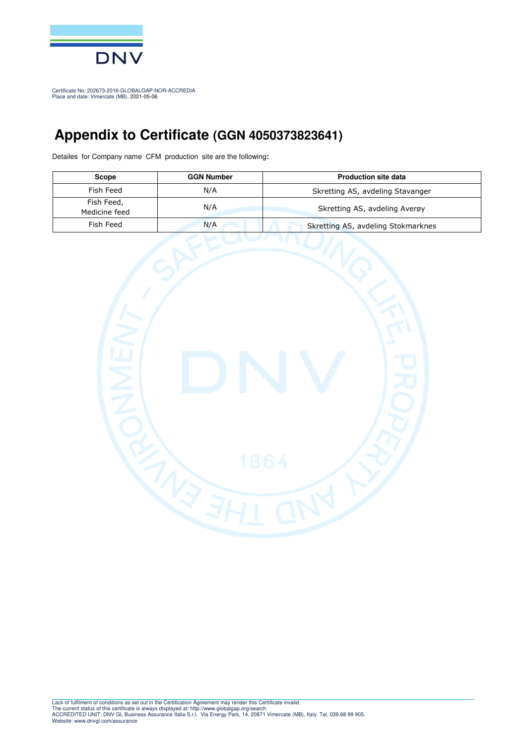Certificate No: 202673-2016-GLOBALGAP-NOR-ACCREDIA
Place and date: Vimercate (MB), 2021-05-06

# Appendix to Certificate (GGN 4050373823641)

Detailes for Company name CFM production site are the following**:**

| Scope | GGN Number | Production site data |
| --- | --- | --- |
| Fish Feed | N/A | Skretting AS, avdeling Stavanger |
| Fish Feed, Medicine feed | N/A | Skretting AS, avdeling Averøy |
| Fish Feed | N/A | Skretting AS, avdeling Stokmarknes |

Lack of fulfilment of conditions as set out in the Certification Agreement may render this Certificate invalid.
The current status of this certificate is always displayed at: http://www.globalgap.org/search
ACCREDITED UNIT: DNV GL Business Assurance Italia S.r.l. Via Energy Park, 14, 20871 Vimercate (MB), Italy. Tel. 039.68 99 905.
Website: www.dnvgl.com/assurance